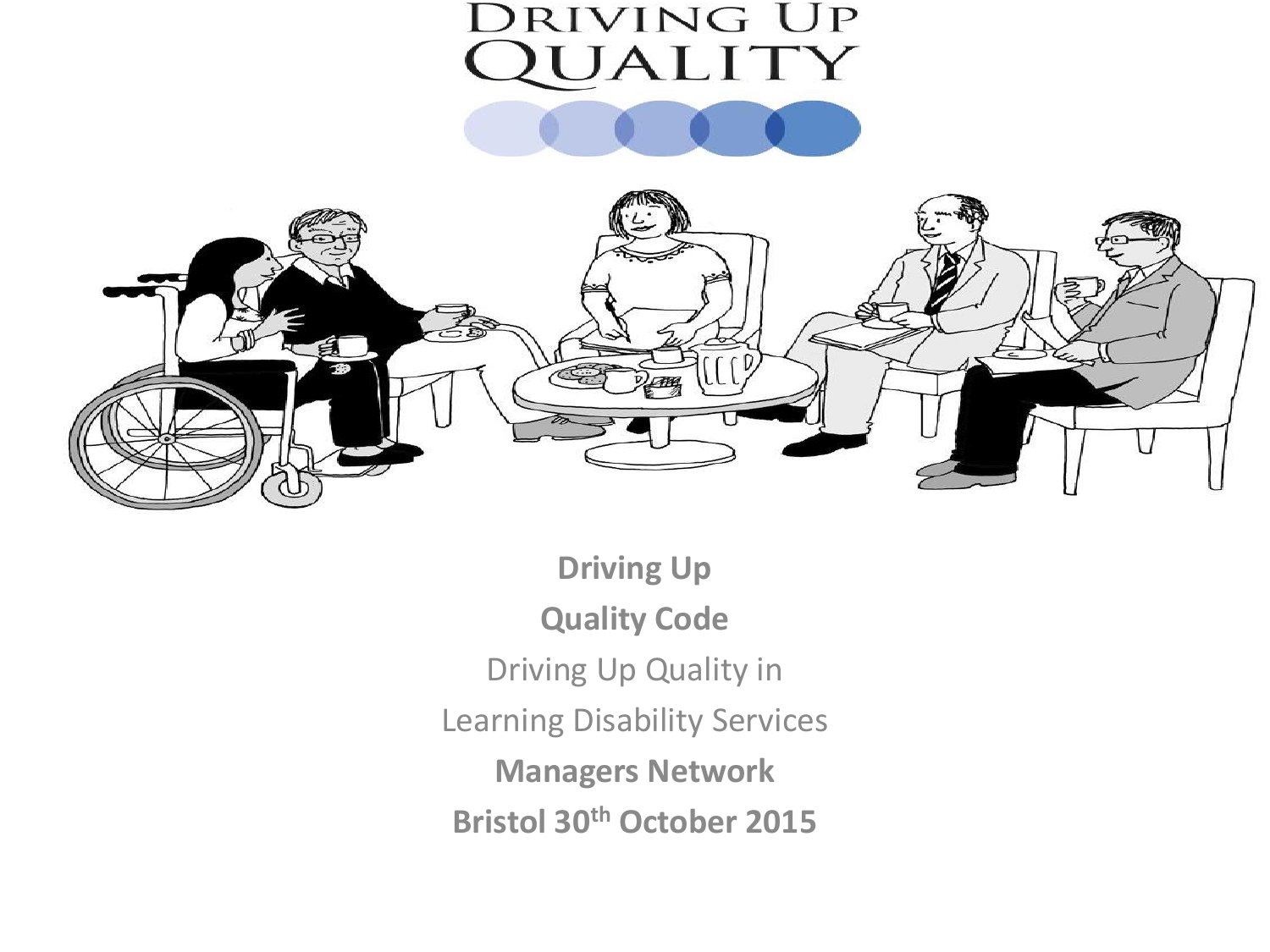# Driving Up Quality

**Driving Up**

**Quality Code**

Driving Up Quality in

Learning Disability Services

**Managers Network**

**Bristol 30th October 2015**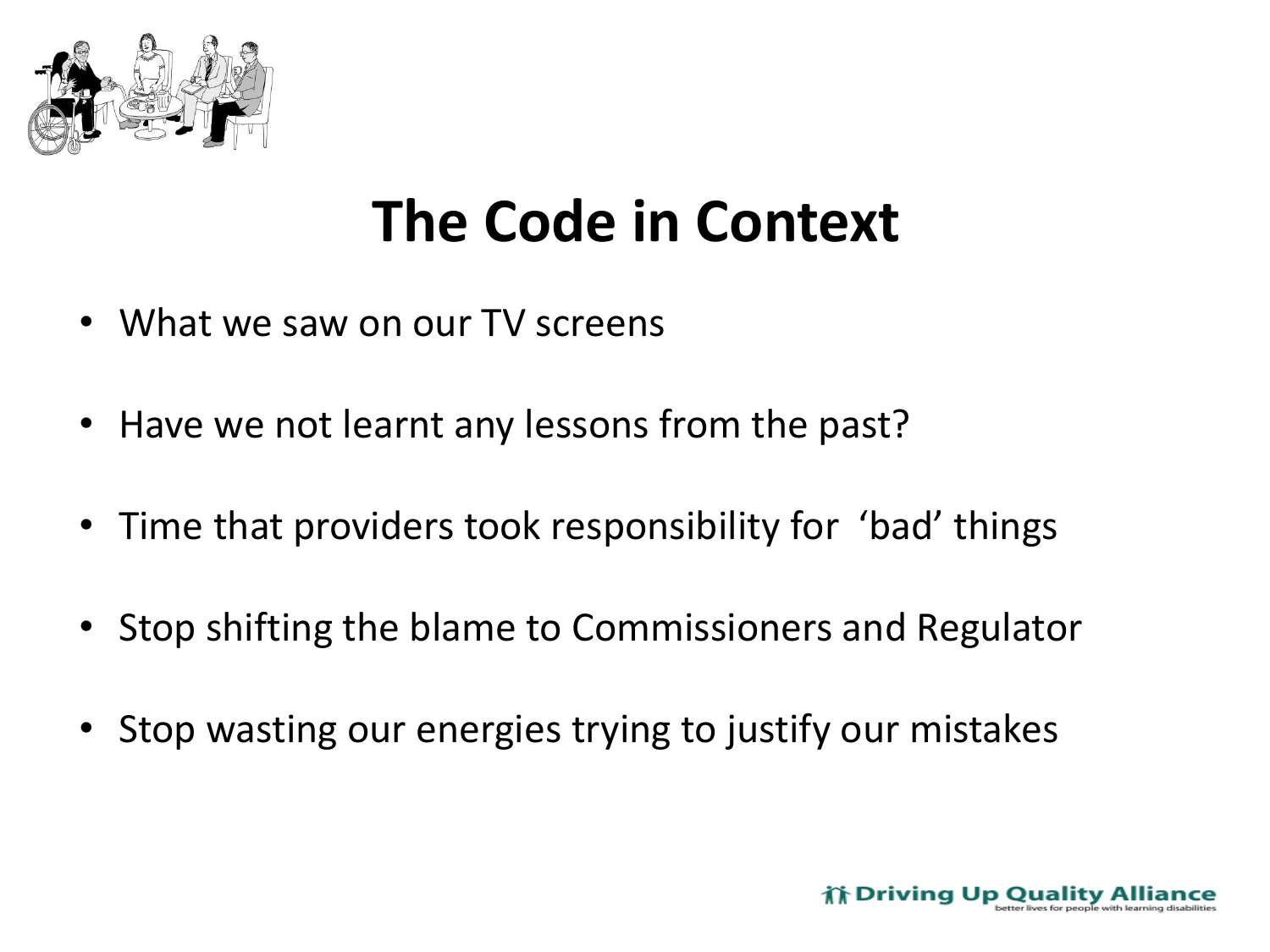# The Code in Context

- What we saw on our TV screens
- Have we not learnt any lessons from the past?
- Time that providers took responsibility for 'bad' things
- Stop shifting the blame to Commissioners and Regulator
- Stop wasting our energies trying to justify our mistakes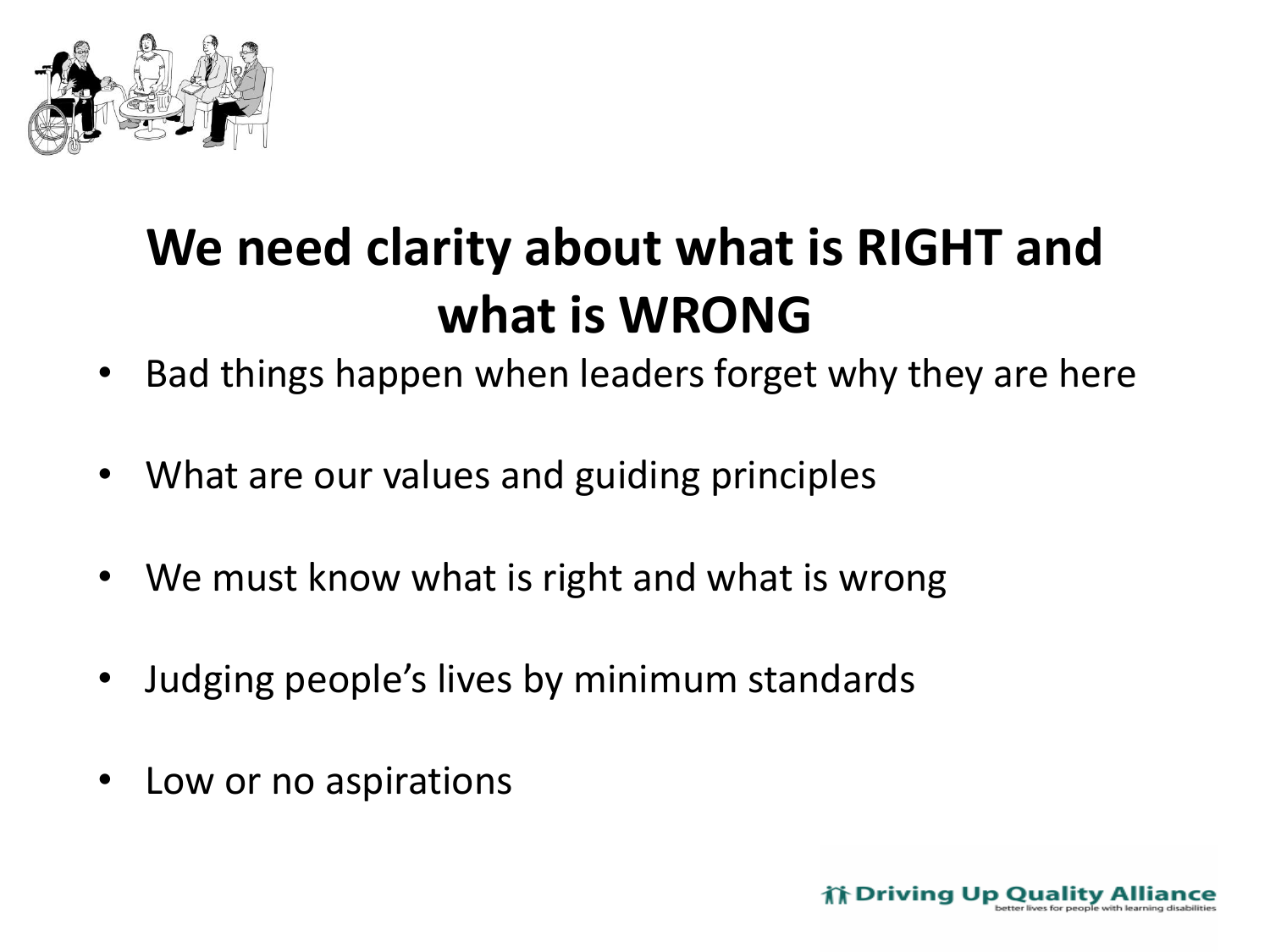# We need clarity about what is RIGHT and what is WRONG

- Bad things happen when leaders forget why they are here
- What are our values and guiding principles
- We must know what is right and what is wrong
- Judging people's lives by minimum standards
- Low or no aspirations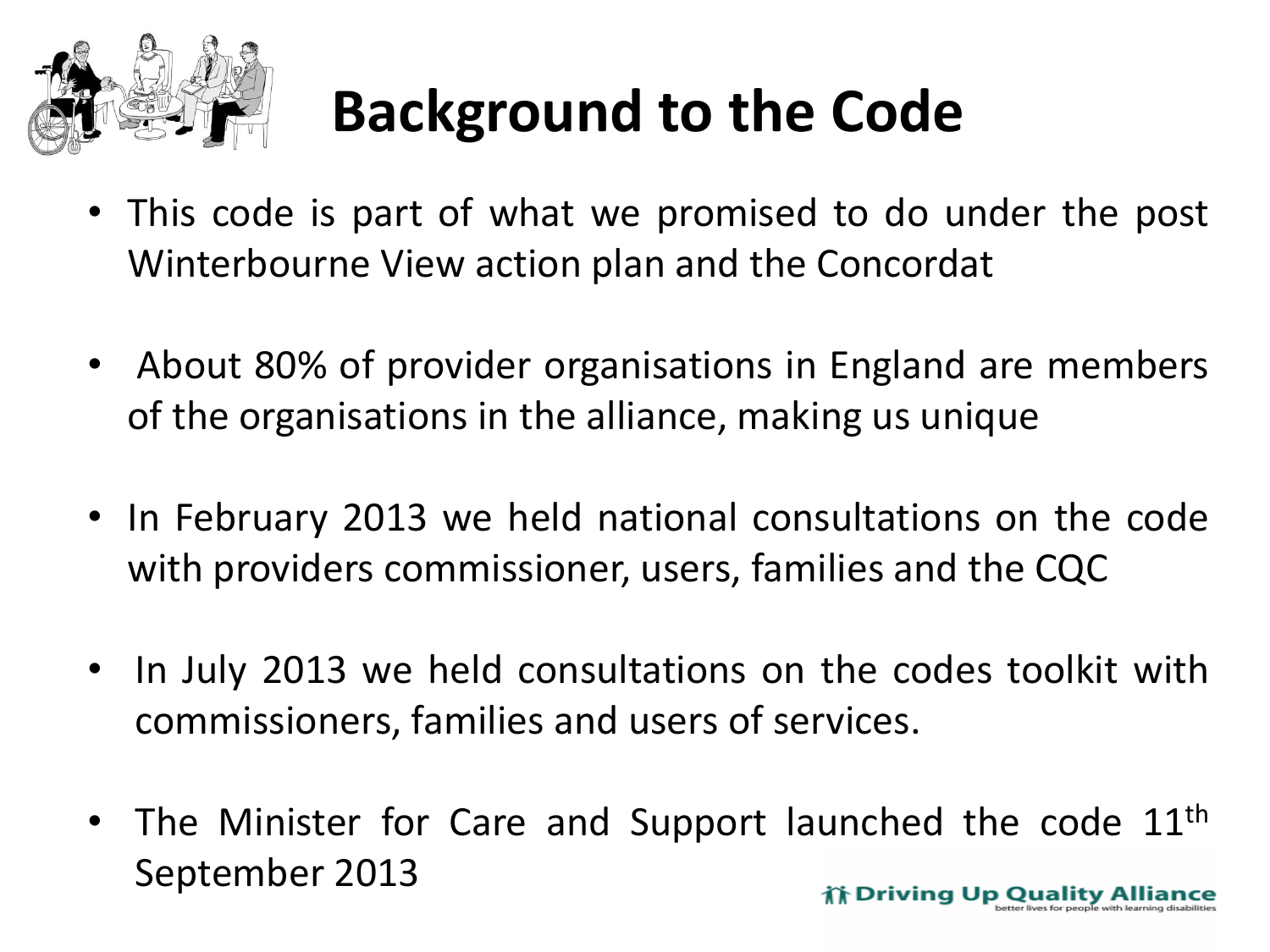# Background to the Code

- This code is part of what we promised to do under the post Winterbourne View action plan and the Concordat
- About 80% of provider organisations in England are members of the organisations in the alliance, making us unique
- In February 2013 we held national consultations on the code with providers commissioner, users, families and the CQC
- In July 2013 we held consultations on the codes toolkit with commissioners, families and users of services.
- The Minister for Care and Support launched the code 11th September 2013

Driving Up Quality Alliance
better lives for people with learning disabilities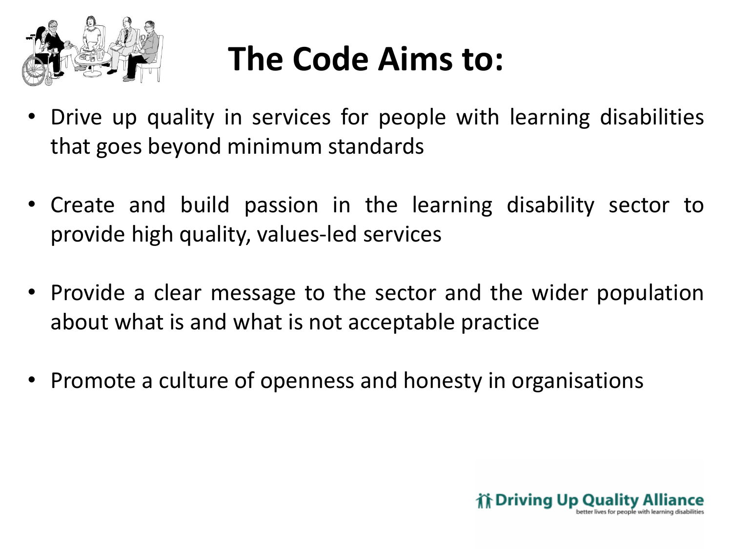# The Code Aims to:

- Drive up quality in services for people with learning disabilities that goes beyond minimum standards
- Create and build passion in the learning disability sector to provide high quality, values-led services
- Provide a clear message to the sector and the wider population about what is and what is not acceptable practice
- Promote a culture of openness and honesty in organisations

Driving Up Quality Alliance
better lives for people with learning disabilities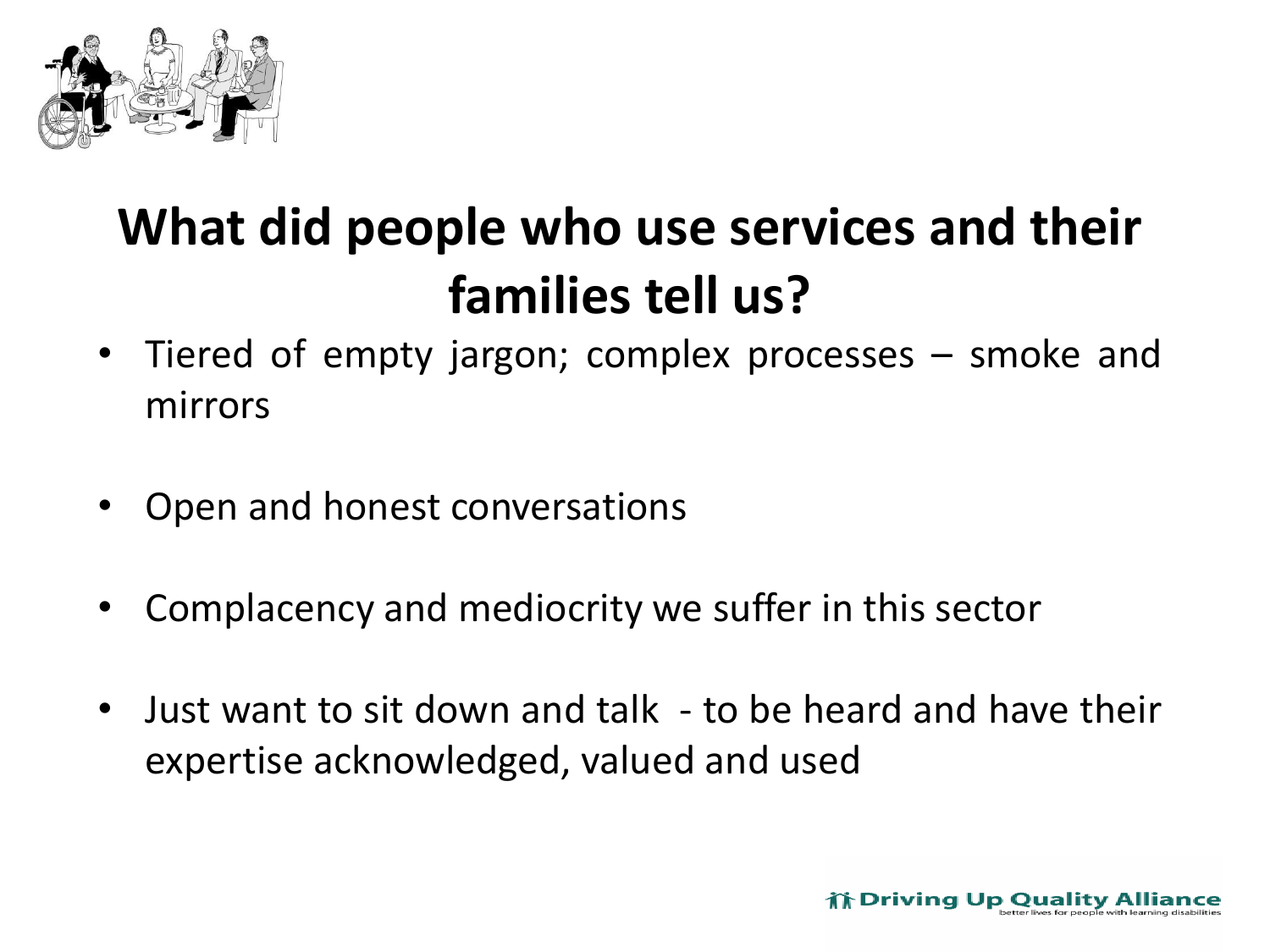# What did people who use services and their families tell us?

- Tiered of empty jargon; complex processes – smoke and mirrors
- Open and honest conversations
- Complacency and mediocrity we suffer in this sector
- Just want to sit down and talk - to be heard and have their expertise acknowledged, valued and used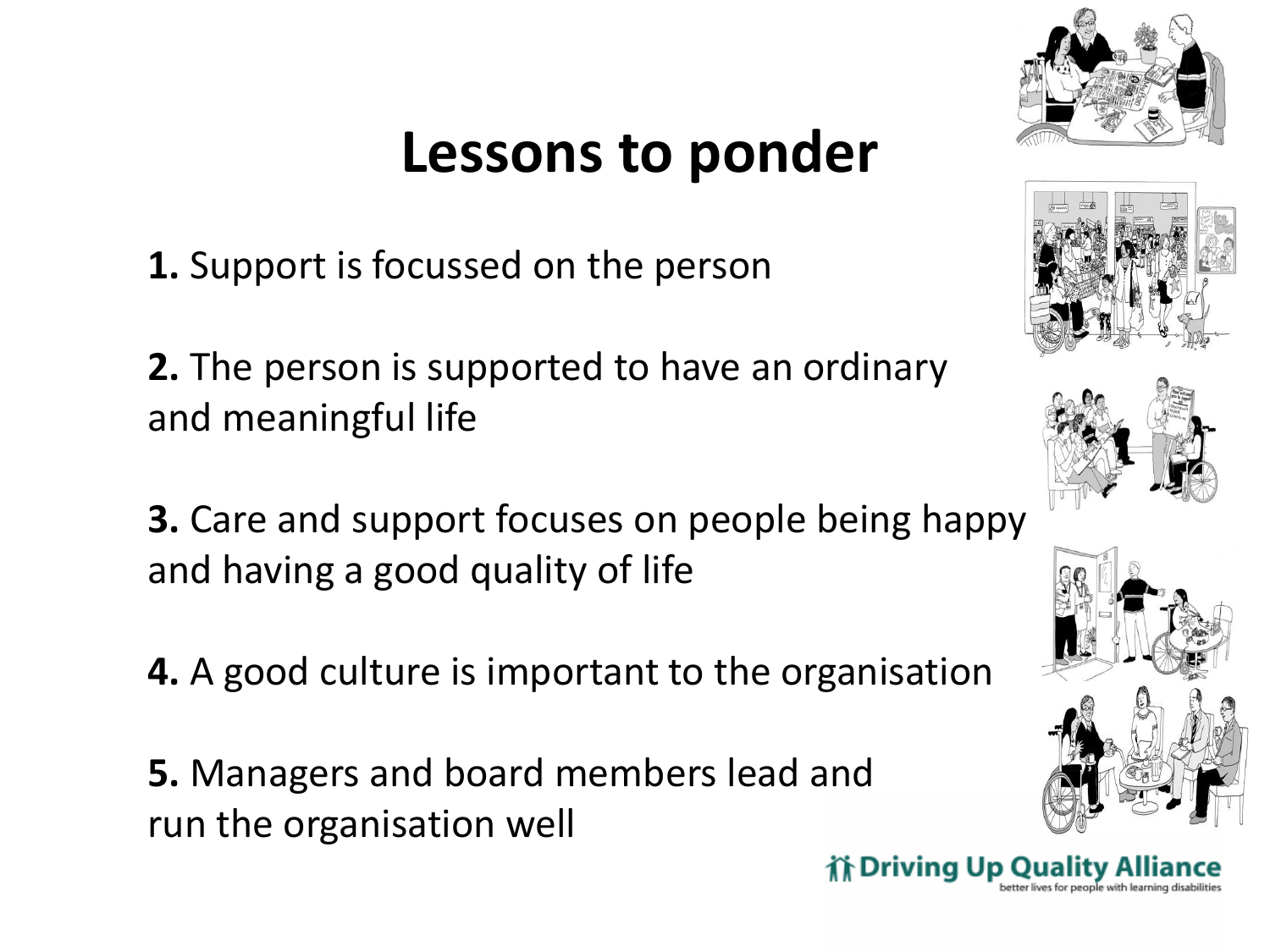# Lessons to ponder

**1.** Support is focussed on the person

**2.** The person is supported to have an ordinary and meaningful life

**3.** Care and support focuses on people being happy and having a good quality of life

**4.** A good culture is important to the organisation

**5.** Managers and board members lead and run the organisation well

Driving Up Quality Alliance
better lives for people with learning disabilities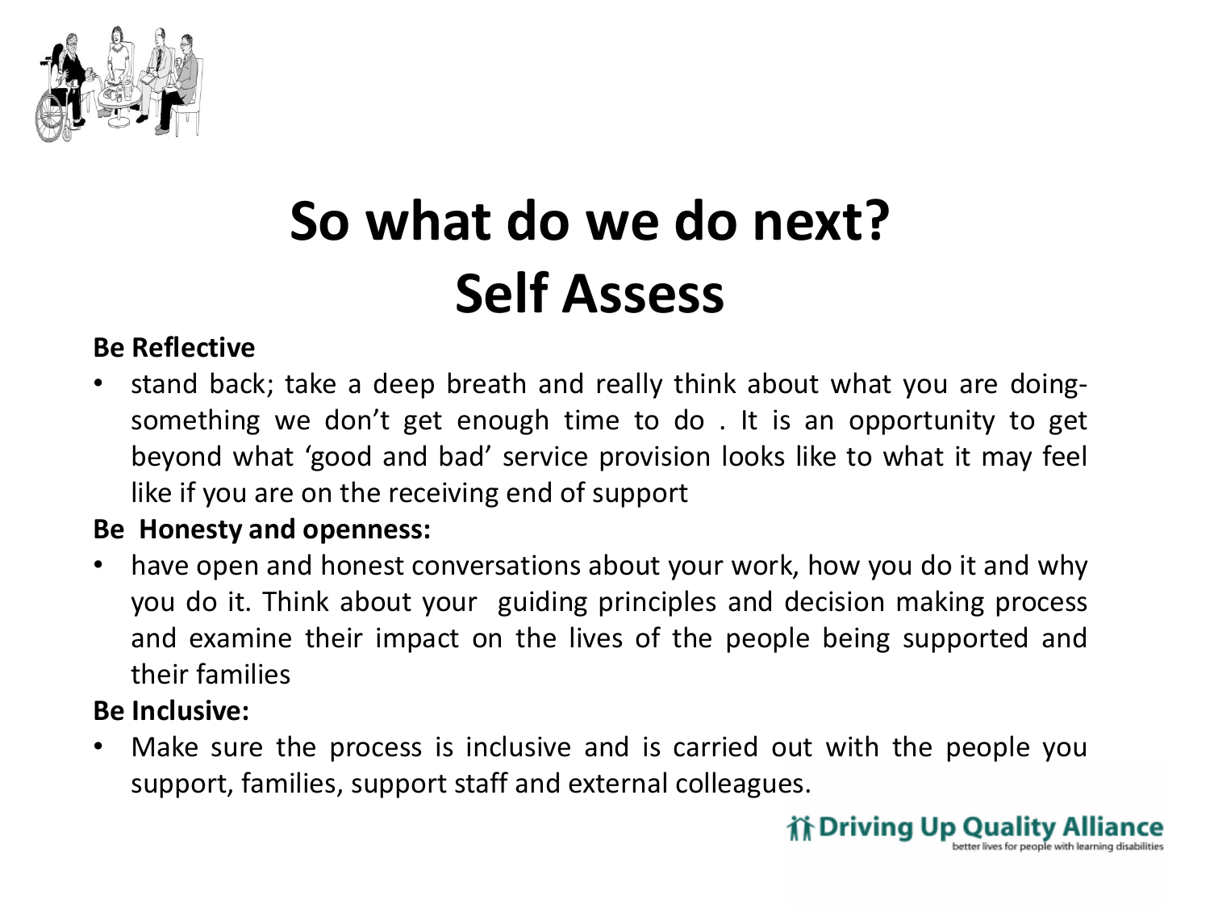# So what do we do next?
# Self Assess

**Be Reflective**

- stand back; take a deep breath and really think about what you are doing- something we don't get enough time to do . It is an opportunity to get beyond what 'good and bad' service provision looks like to what it may feel like if you are on the receiving end of support

**Be Honesty and openness:**

- have open and honest conversations about your work, how you do it and why you do it. Think about your guiding principles and decision making process and examine their impact on the lives of the people being supported and their families

**Be Inclusive:**

- Make sure the process is inclusive and is carried out with the people you support, families, support staff and external colleagues.

Driving Up Quality Alliance
better lives for people with learning disabilities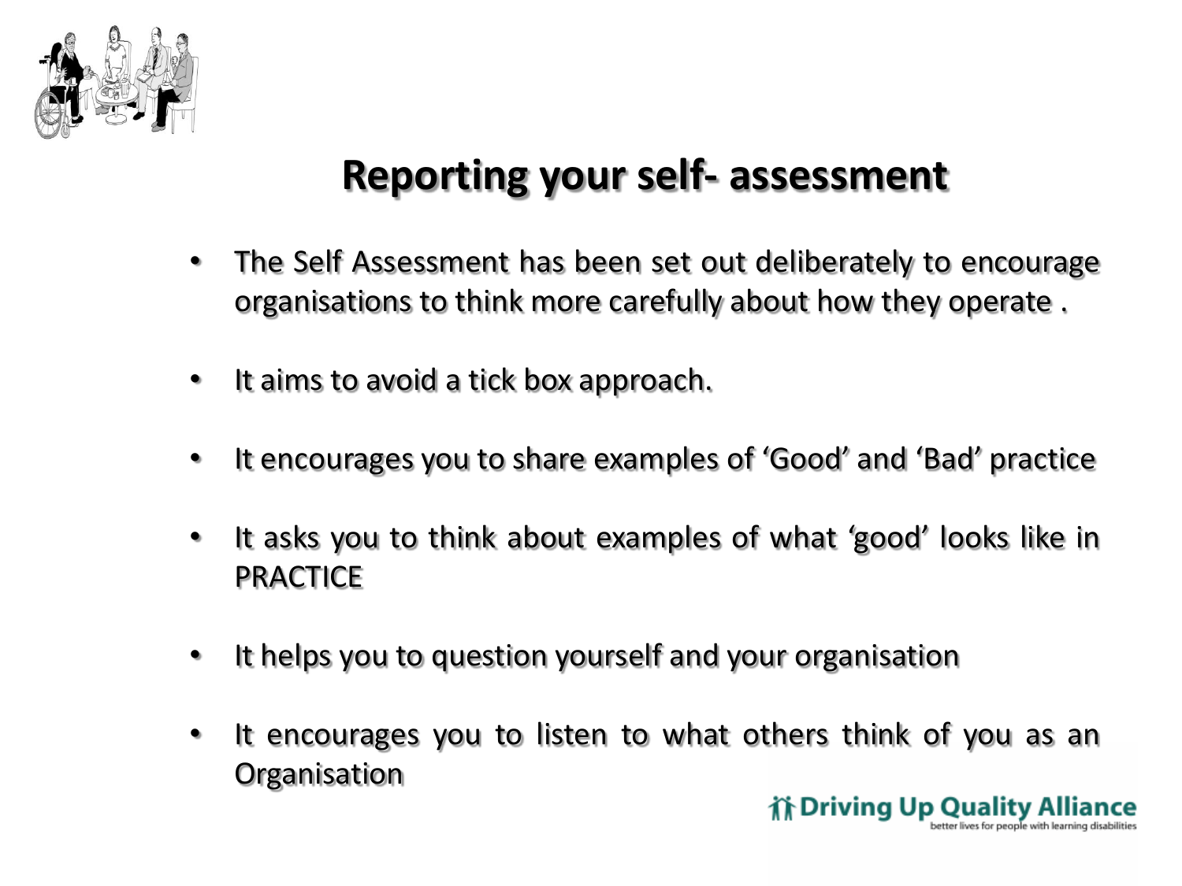# Reporting your self- assessment

- The Self Assessment has been set out deliberately to encourage organisations to think more carefully about how they operate .
- It aims to avoid a tick box approach.
- It encourages you to share examples of 'Good' and 'Bad' practice
- It asks you to think about examples of what 'good' looks like in PRACTICE
- It helps you to question yourself and your organisation
- It encourages you to listen to what others think of you as an Organisation

Driving Up Quality Alliance
better lives for people with learning disabilities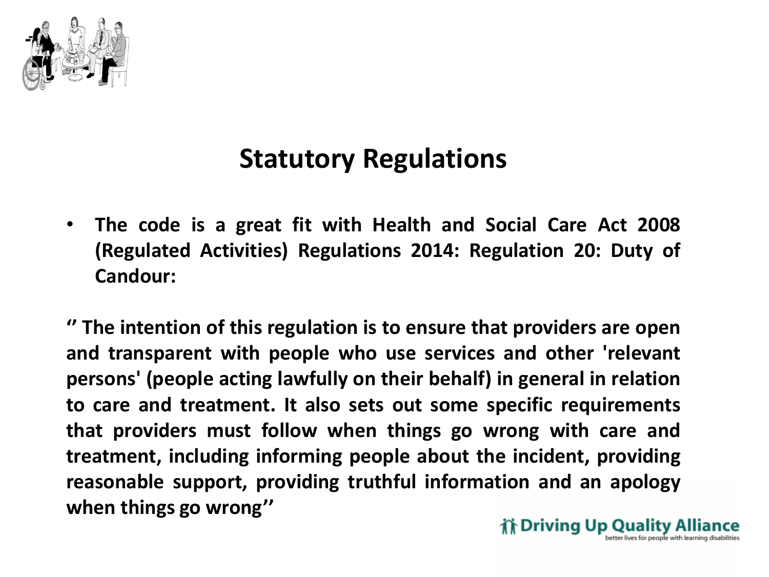# Statutory Regulations

- **The code is a great fit with Health and Social Care Act 2008 (Regulated Activities) Regulations 2014: Regulation 20: Duty of Candour:**

**'' The intention of this regulation is to ensure that providers are open and transparent with people who use services and other 'relevant persons' (people acting lawfully on their behalf) in general in relation to care and treatment. It also sets out some specific requirements that providers must follow when things go wrong with care and treatment, including informing people about the incident, providing reasonable support, providing truthful information and an apology when things go wrong''**

Driving Up Quality Alliance
better lives for people with learning disabilities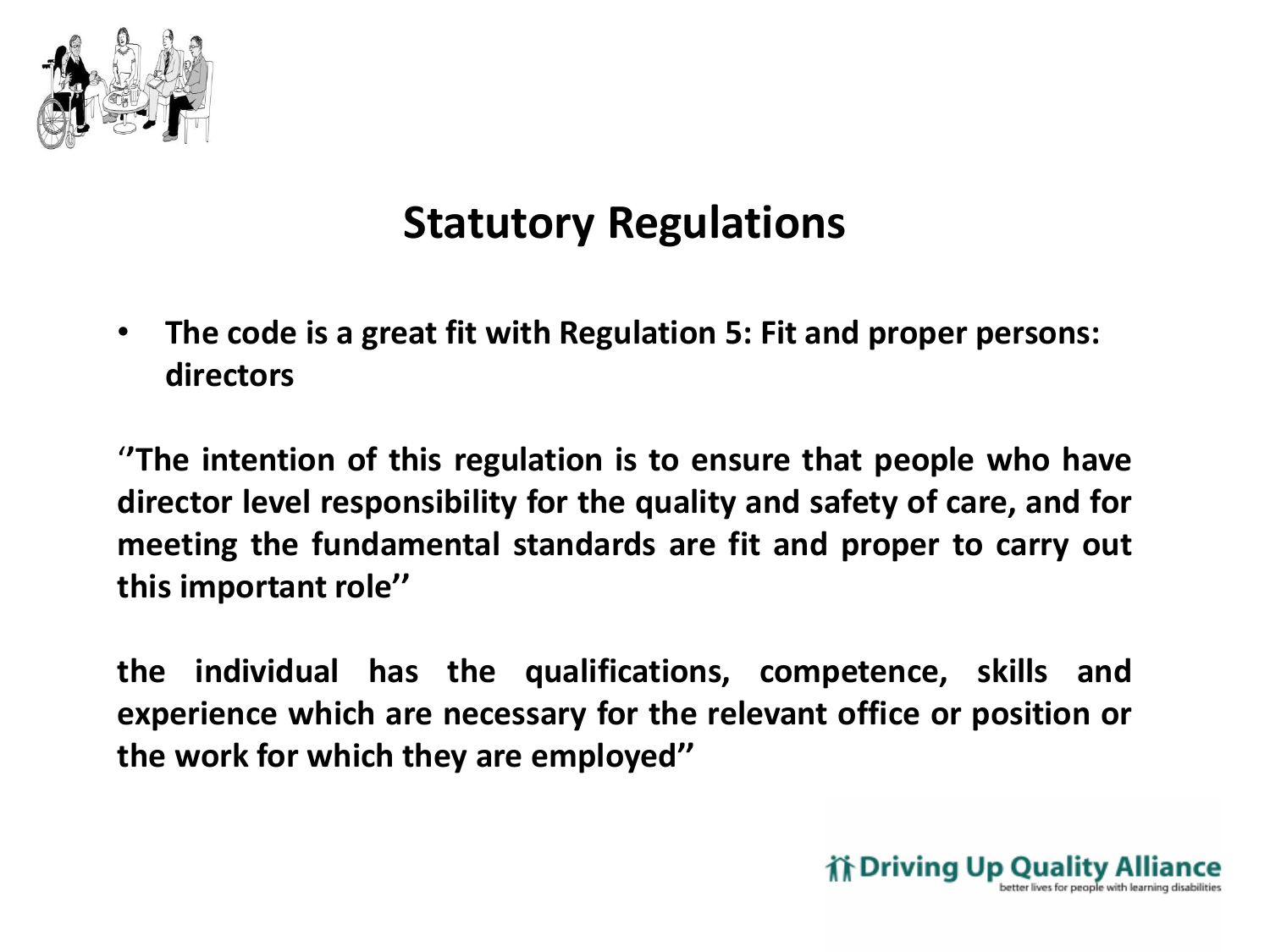## Statutory Regulations

- **The code is a great fit with Regulation 5: Fit and proper persons: directors**

**''The intention of this regulation is to ensure that people who have director level responsibility for the quality and safety of care, and for meeting the fundamental standards are fit and proper to carry out this important role''**

**the individual has the qualifications, competence, skills and experience which are necessary for the relevant office or position or the work for which they are employed''**

Driving Up Quality Alliance
better lives for people with learning disabilities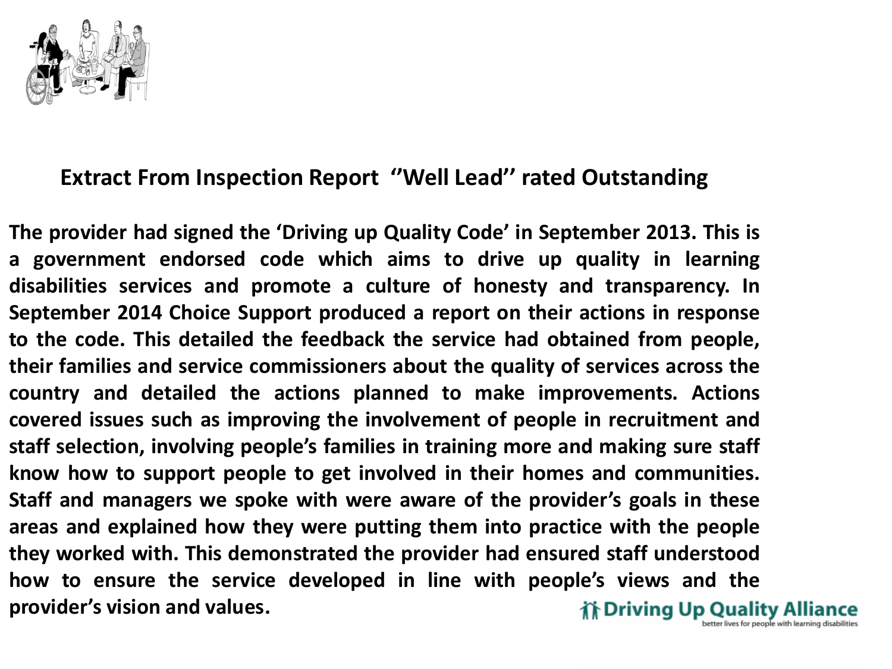## Extract From Inspection Report ''Well Lead'' rated Outstanding

**The provider had signed the 'Driving up Quality Code' in September 2013. This is a government endorsed code which aims to drive up quality in learning disabilities services and promote a culture of honesty and transparency. In September 2014 Choice Support produced a report on their actions in response to the code. This detailed the feedback the service had obtained from people, their families and service commissioners about the quality of services across the country and detailed the actions planned to make improvements. Actions covered issues such as improving the involvement of people in recruitment and staff selection, involving people's families in training more and making sure staff know how to support people to get involved in their homes and communities. Staff and managers we spoke with were aware of the provider's goals in these areas and explained how they were putting them into practice with the people they worked with. This demonstrated the provider had ensured staff understood how to ensure the service developed in line with people's views and the provider's vision and values.**

Driving Up Quality Alliance
better lives for people with learning disabilities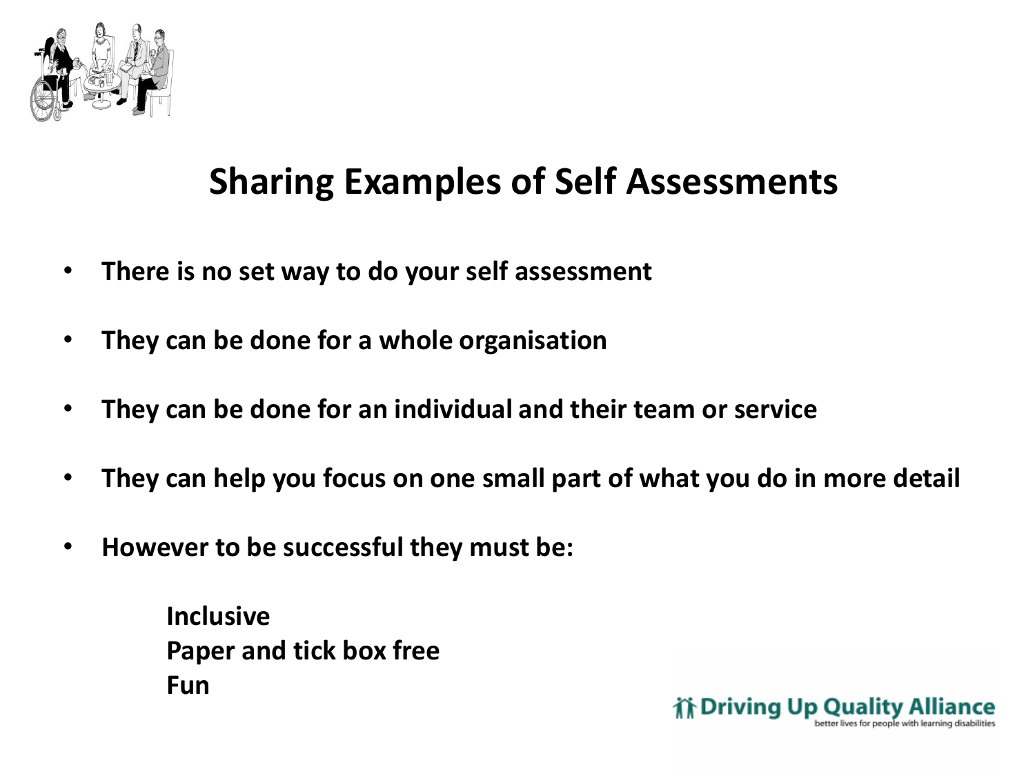## Sharing Examples of Self Assessments

- **There is no set way to do your self assessment**
- **They can be done for a whole organisation**
- **They can be done for an individual and their team or service**
- **They can help you focus on one small part of what you do in more detail**
- **However to be successful they must be:**

  **Inclusive**
  **Paper and tick box free**
  **Fun**

Driving Up Quality Alliance
better lives for people with learning disabilities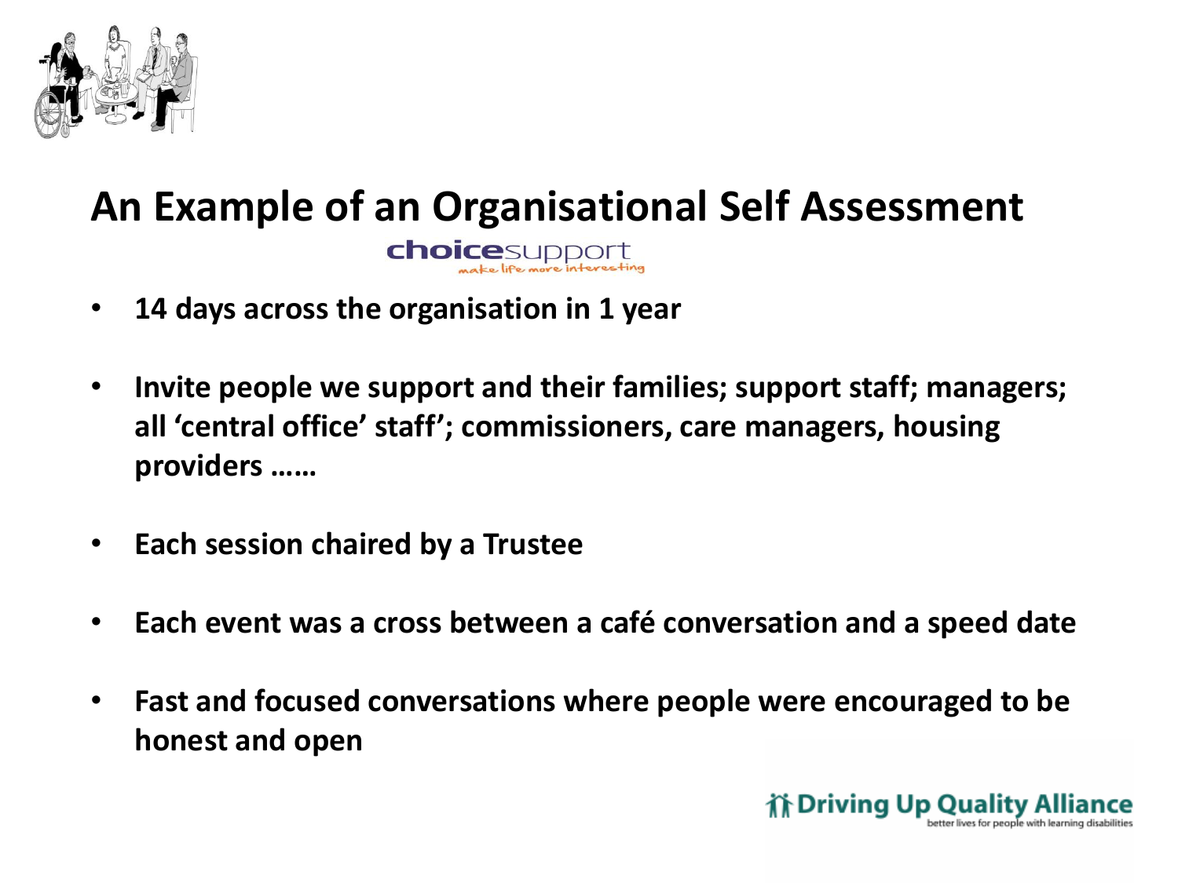# An Example of an Organisational Self Assessment

choicesupport
make life more interesting

- **14 days across the organisation in 1 year**
- **Invite people we support and their families; support staff; managers; all 'central office' staff'; commissioners, care managers, housing providers ……**
- **Each session chaired by a Trustee**
- **Each event was a cross between a café conversation and a speed date**
- **Fast and focused conversations where people were encouraged to be honest and open**

Driving Up Quality Alliance
better lives for people with learning disabilities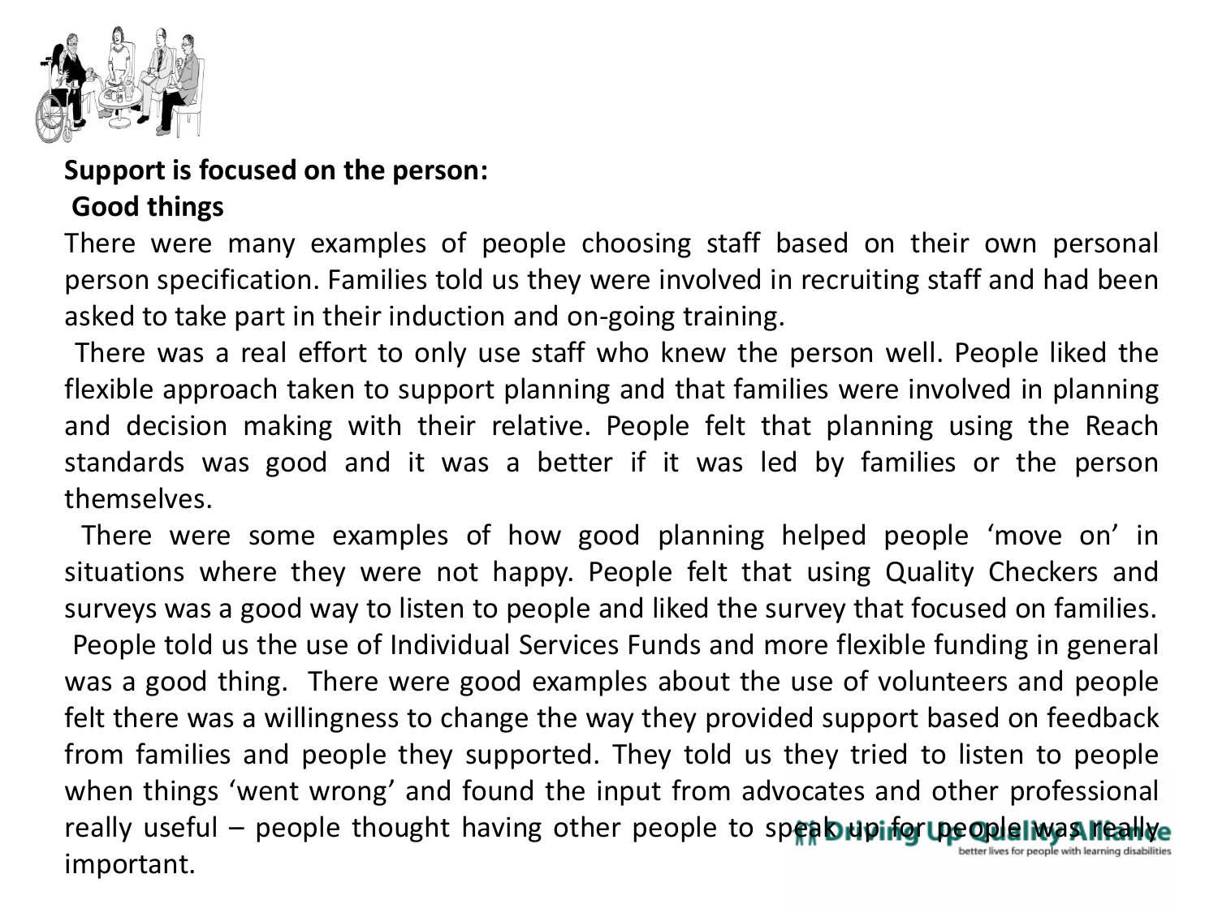**Support is focused on the person:**

**Good things**

There were many examples of people choosing staff based on their own personal person specification. Families told us they were involved in recruiting staff and had been asked to take part in their induction and on-going training.

There was a real effort to only use staff who knew the person well. People liked the flexible approach taken to support planning and that families were involved in planning and decision making with their relative. People felt that planning using the Reach standards was good and it was a better if it was led by families or the person themselves.

There were some examples of how good planning helped people 'move on' in situations where they were not happy. People felt that using Quality Checkers and surveys was a good way to listen to people and liked the survey that focused on families. People told us the use of Individual Services Funds and more flexible funding in general was a good thing. There were good examples about the use of volunteers and people felt there was a willingness to change the way they provided support based on feedback from families and people they supported. They told us they tried to listen to people when things 'went wrong' and found the input from advocates and other professional really useful – people thought having other people to speak up for people was really important.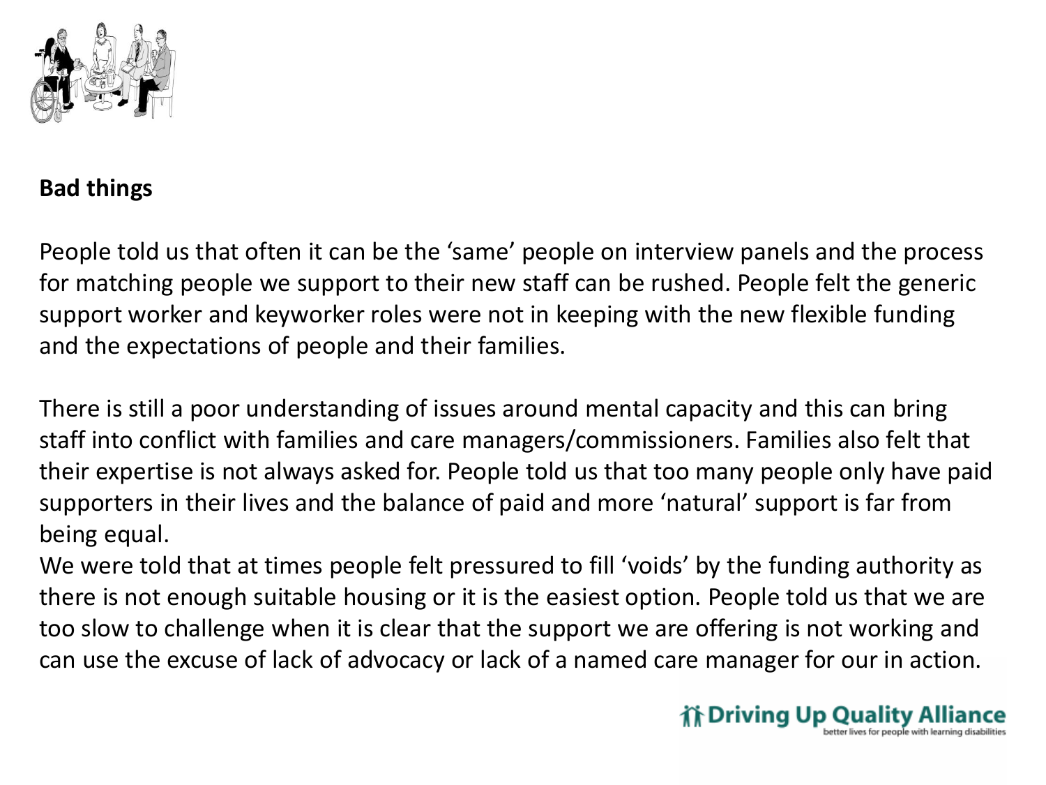**Bad things**

People told us that often it can be the 'same' people on interview panels and the process for matching people we support to their new staff can be rushed. People felt the generic support worker and keyworker roles were not in keeping with the new flexible funding and the expectations of people and their families.

There is still a poor understanding of issues around mental capacity and this can bring staff into conflict with families and care managers/commissioners. Families also felt that their expertise is not always asked for. People told us that too many people only have paid supporters in their lives and the balance of paid and more 'natural' support is far from being equal.

We were told that at times people felt pressured to fill 'voids' by the funding authority as there is not enough suitable housing or it is the easiest option. People told us that we are too slow to challenge when it is clear that the support we are offering is not working and can use the excuse of lack of advocacy or lack of a named care manager for our in action.

Driving Up Quality Alliance
better lives for people with learning disabilities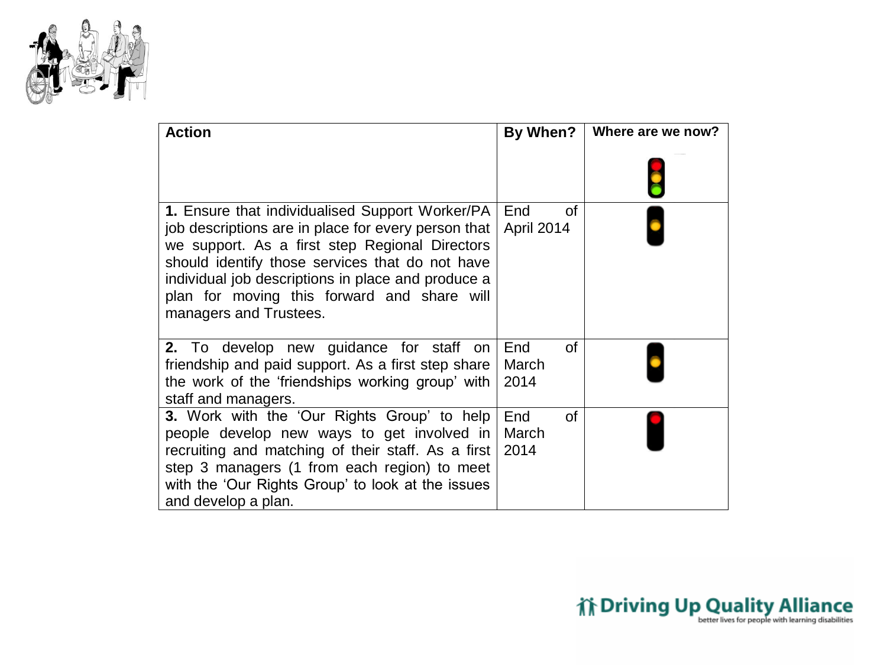| Action | By When? | Where are we now? |
| --- | --- | --- |
| **1.** Ensure that individualised Support Worker/PA job descriptions are in place for every person that we support. As a first step Regional Directors should identify those services that do not have individual job descriptions in place and produce a plan for moving this forward and share will managers and Trustees. | End of April 2014 | |
| **2.** To develop new guidance for staff on friendship and paid support. As a first step share the work of the 'friendships working group' with staff and managers. | End of March 2014 | |
| **3.** Work with the 'Our Rights Group' to help people develop new ways to get involved in recruiting and matching of their staff. As a first step 3 managers (1 from each region) to meet with the 'Our Rights Group' to look at the issues and develop a plan. | End of March 2014 | |

Driving Up Quality Alliance
better lives for people with learning disabilities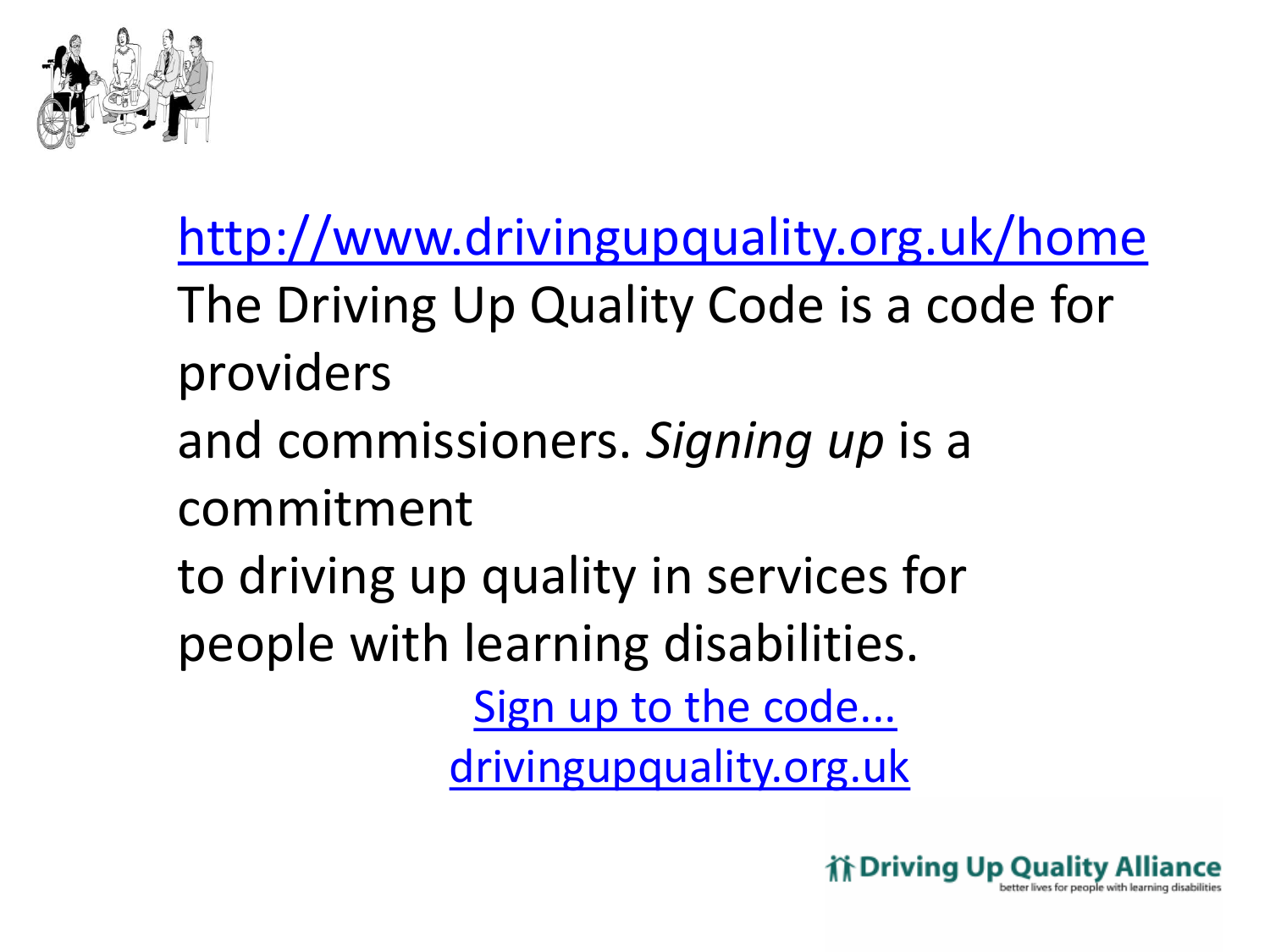http://www.drivingupquality.org.uk/home

The Driving Up Quality Code is a code for providers and commissioners. *Signing up* is a commitment to driving up quality in services for people with learning disabilities.

Sign up to the code...

drivingupquality.org.uk

Driving Up Quality Alliance
better lives for people with learning disabilities